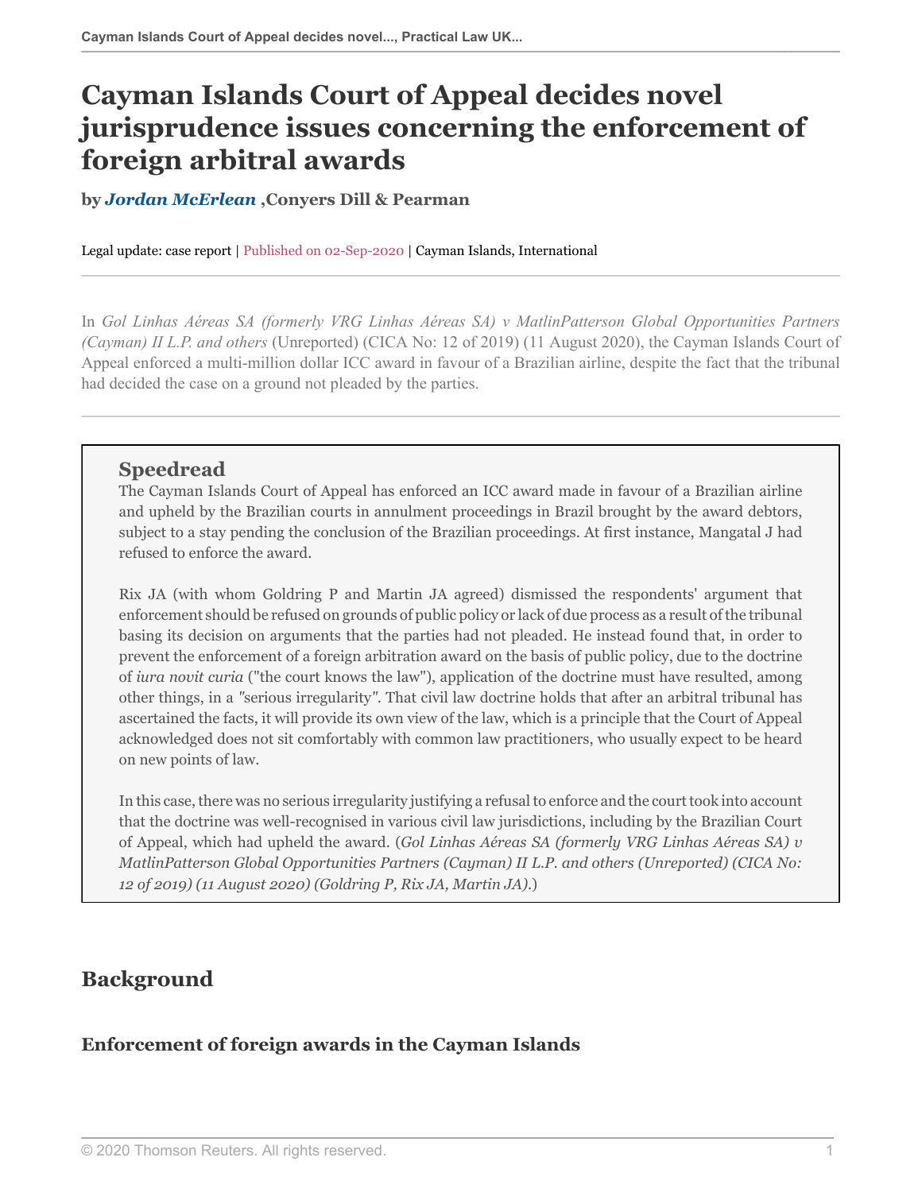# Cayman Islands Court of Appeal decides novel jurisprudence issues concerning the enforcement of foreign arbitral awards

**by *Jordan McErlean* ,Conyers Dill & Pearman**

Legal update: case report | Published on 02-Sep-2020 | Cayman Islands, International

In *Gol Linhas Aéreas SA (formerly VRG Linhas Aéreas SA) v MatlinPatterson Global Opportunities Partners (Cayman) II L.P. and others* (Unreported) (CICA No: 12 of 2019) (11 August 2020), the Cayman Islands Court of Appeal enforced a multi-million dollar ICC award in favour of a Brazilian airline, despite the fact that the tribunal had decided the case on a ground not pleaded by the parties.

## Speedread

The Cayman Islands Court of Appeal has enforced an ICC award made in favour of a Brazilian airline and upheld by the Brazilian courts in annulment proceedings in Brazil brought by the award debtors, subject to a stay pending the conclusion of the Brazilian proceedings. At first instance, Mangatal J had refused to enforce the award.

Rix JA (with whom Goldring P and Martin JA agreed) dismissed the respondents' argument that enforcement should be refused on grounds of public policy or lack of due process as a result of the tribunal basing its decision on arguments that the parties had not pleaded. He instead found that, in order to prevent the enforcement of a foreign arbitration award on the basis of public policy, due to the doctrine of *iura novit curia* ("the court knows the law"), application of the doctrine must have resulted, among other things, in a "serious irregularity". That civil law doctrine holds that after an arbitral tribunal has ascertained the facts, it will provide its own view of the law, which is a principle that the Court of Appeal acknowledged does not sit comfortably with common law practitioners, who usually expect to be heard on new points of law.

In this case, there was no serious irregularity justifying a refusal to enforce and the court took into account that the doctrine was well-recognised in various civil law jurisdictions, including by the Brazilian Court of Appeal, which had upheld the award. (*Gol Linhas Aéreas SA (formerly VRG Linhas Aéreas SA) v MatlinPatterson Global Opportunities Partners (Cayman) II L.P. and others (Unreported) (CICA No: 12 of 2019) (11 August 2020) (Goldring P, Rix JA, Martin JA).*)

## Background

### Enforcement of foreign awards in the Cayman Islands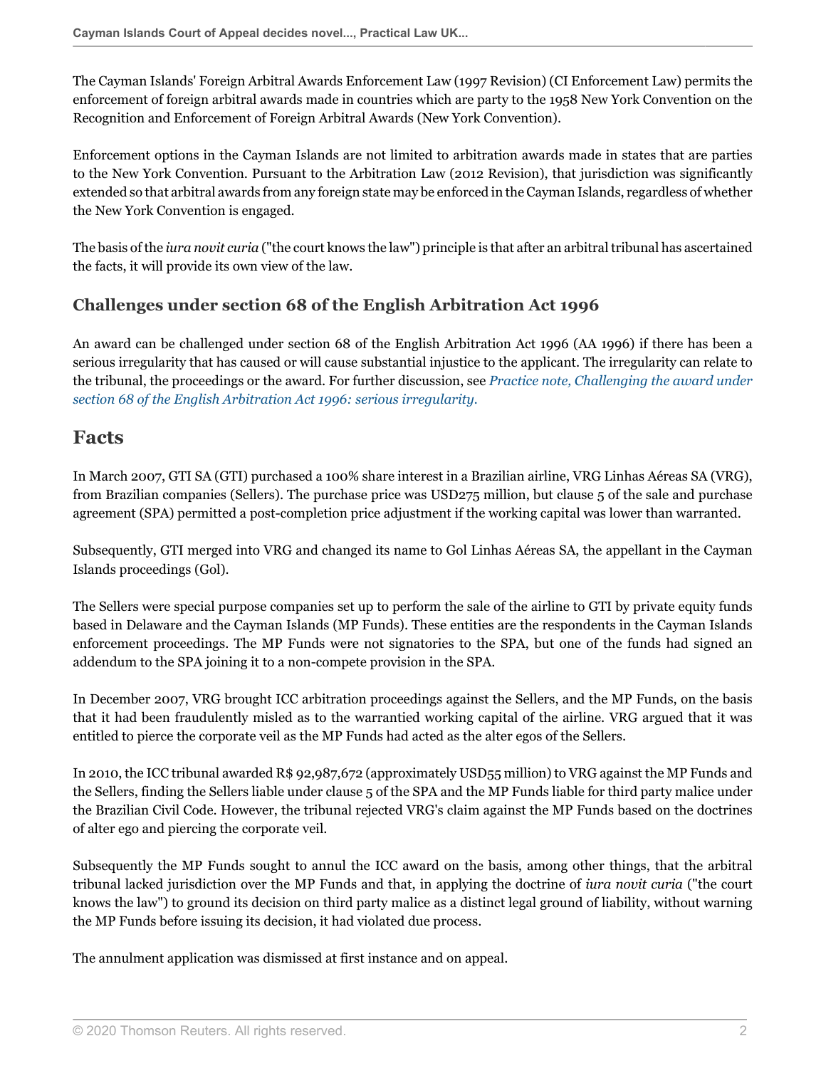The Cayman Islands' Foreign Arbitral Awards Enforcement Law (1997 Revision) (CI Enforcement Law) permits the enforcement of foreign arbitral awards made in countries which are party to the 1958 New York Convention on the Recognition and Enforcement of Foreign Arbitral Awards (New York Convention).

Enforcement options in the Cayman Islands are not limited to arbitration awards made in states that are parties to the New York Convention. Pursuant to the Arbitration Law (2012 Revision), that jurisdiction was significantly extended so that arbitral awards from any foreign state may be enforced in the Cayman Islands, regardless of whether the New York Convention is engaged.

The basis of the *iura novit curia* ("the court knows the law") principle is that after an arbitral tribunal has ascertained the facts, it will provide its own view of the law.

### Challenges under section 68 of the English Arbitration Act 1996

An award can be challenged under section 68 of the English Arbitration Act 1996 (AA 1996) if there has been a serious irregularity that has caused or will cause substantial injustice to the applicant. The irregularity can relate to the tribunal, the proceedings or the award. For further discussion, see *Practice note, Challenging the award under section 68 of the English Arbitration Act 1996: serious irregularity.*

## Facts

In March 2007, GTI SA (GTI) purchased a 100% share interest in a Brazilian airline, VRG Linhas Aéreas SA (VRG), from Brazilian companies (Sellers). The purchase price was USD275 million, but clause 5 of the sale and purchase agreement (SPA) permitted a post-completion price adjustment if the working capital was lower than warranted.

Subsequently, GTI merged into VRG and changed its name to Gol Linhas Aéreas SA, the appellant in the Cayman Islands proceedings (Gol).

The Sellers were special purpose companies set up to perform the sale of the airline to GTI by private equity funds based in Delaware and the Cayman Islands (MP Funds). These entities are the respondents in the Cayman Islands enforcement proceedings. The MP Funds were not signatories to the SPA, but one of the funds had signed an addendum to the SPA joining it to a non-compete provision in the SPA.

In December 2007, VRG brought ICC arbitration proceedings against the Sellers, and the MP Funds, on the basis that it had been fraudulently misled as to the warrantied working capital of the airline. VRG argued that it was entitled to pierce the corporate veil as the MP Funds had acted as the alter egos of the Sellers.

In 2010, the ICC tribunal awarded R$ 92,987,672 (approximately USD55 million) to VRG against the MP Funds and the Sellers, finding the Sellers liable under clause 5 of the SPA and the MP Funds liable for third party malice under the Brazilian Civil Code. However, the tribunal rejected VRG's claim against the MP Funds based on the doctrines of alter ego and piercing the corporate veil.

Subsequently the MP Funds sought to annul the ICC award on the basis, among other things, that the arbitral tribunal lacked jurisdiction over the MP Funds and that, in applying the doctrine of *iura novit curia* ("the court knows the law") to ground its decision on third party malice as a distinct legal ground of liability, without warning the MP Funds before issuing its decision, it had violated due process.

The annulment application was dismissed at first instance and on appeal.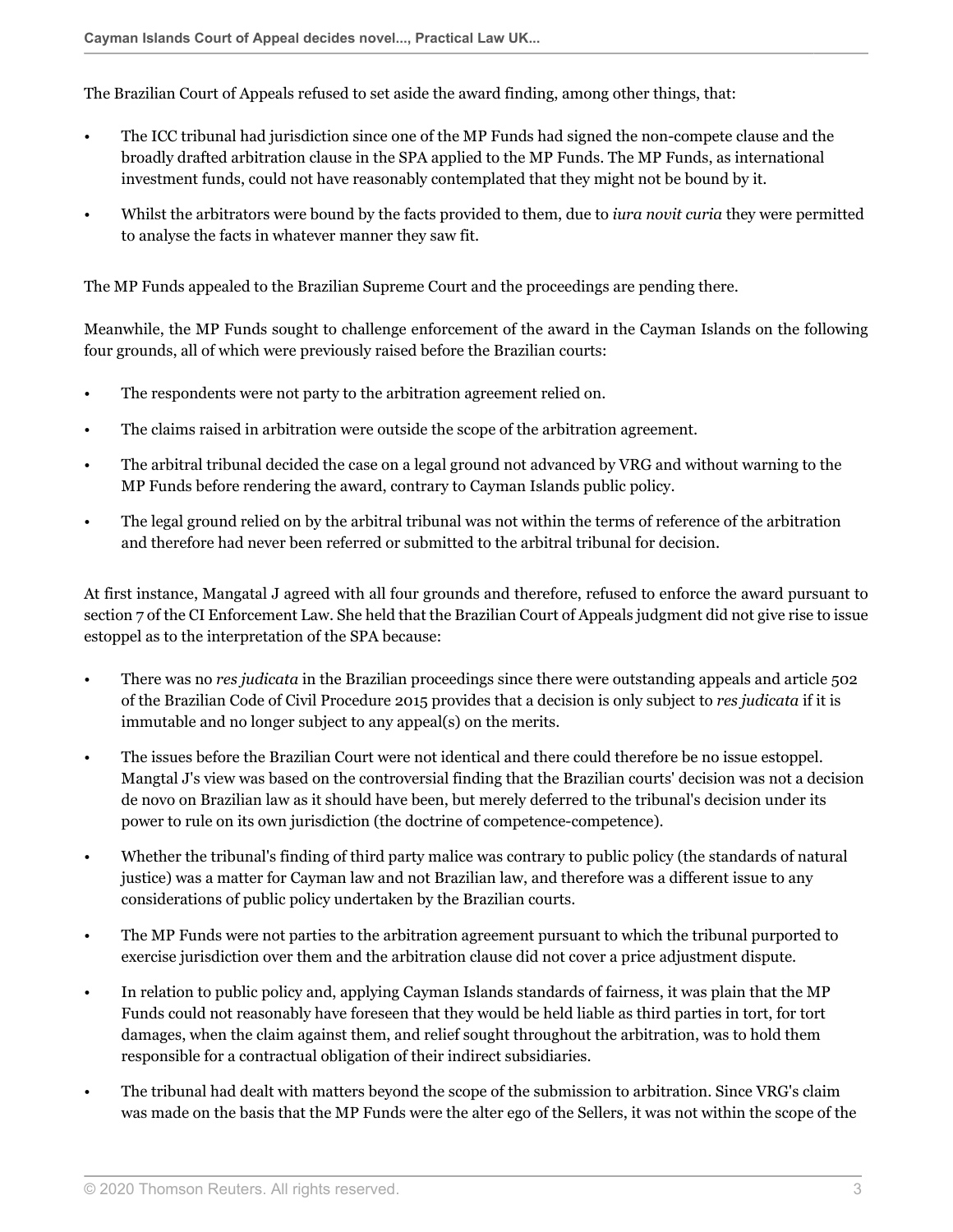The Brazilian Court of Appeals refused to set aside the award finding, among other things, that:

- The ICC tribunal had jurisdiction since one of the MP Funds had signed the non-compete clause and the broadly drafted arbitration clause in the SPA applied to the MP Funds. The MP Funds, as international investment funds, could not have reasonably contemplated that they might not be bound by it.
- Whilst the arbitrators were bound by the facts provided to them, due to *iura novit curia* they were permitted to analyse the facts in whatever manner they saw fit.

The MP Funds appealed to the Brazilian Supreme Court and the proceedings are pending there.

Meanwhile, the MP Funds sought to challenge enforcement of the award in the Cayman Islands on the following four grounds, all of which were previously raised before the Brazilian courts:

- The respondents were not party to the arbitration agreement relied on.
- The claims raised in arbitration were outside the scope of the arbitration agreement.
- The arbitral tribunal decided the case on a legal ground not advanced by VRG and without warning to the MP Funds before rendering the award, contrary to Cayman Islands public policy.
- The legal ground relied on by the arbitral tribunal was not within the terms of reference of the arbitration and therefore had never been referred or submitted to the arbitral tribunal for decision.

At first instance, Mangatal J agreed with all four grounds and therefore, refused to enforce the award pursuant to section 7 of the CI Enforcement Law. She held that the Brazilian Court of Appeals judgment did not give rise to issue estoppel as to the interpretation of the SPA because:

- There was no *res judicata* in the Brazilian proceedings since there were outstanding appeals and article 502 of the Brazilian Code of Civil Procedure 2015 provides that a decision is only subject to *res judicata* if it is immutable and no longer subject to any appeal(s) on the merits.
- The issues before the Brazilian Court were not identical and there could therefore be no issue estoppel. Mangtal J's view was based on the controversial finding that the Brazilian courts' decision was not a decision de novo on Brazilian law as it should have been, but merely deferred to the tribunal's decision under its power to rule on its own jurisdiction (the doctrine of competence-competence).
- Whether the tribunal's finding of third party malice was contrary to public policy (the standards of natural justice) was a matter for Cayman law and not Brazilian law, and therefore was a different issue to any considerations of public policy undertaken by the Brazilian courts.
- The MP Funds were not parties to the arbitration agreement pursuant to which the tribunal purported to exercise jurisdiction over them and the arbitration clause did not cover a price adjustment dispute.
- In relation to public policy and, applying Cayman Islands standards of fairness, it was plain that the MP Funds could not reasonably have foreseen that they would be held liable as third parties in tort, for tort damages, when the claim against them, and relief sought throughout the arbitration, was to hold them responsible for a contractual obligation of their indirect subsidiaries.
- The tribunal had dealt with matters beyond the scope of the submission to arbitration. Since VRG's claim was made on the basis that the MP Funds were the alter ego of the Sellers, it was not within the scope of the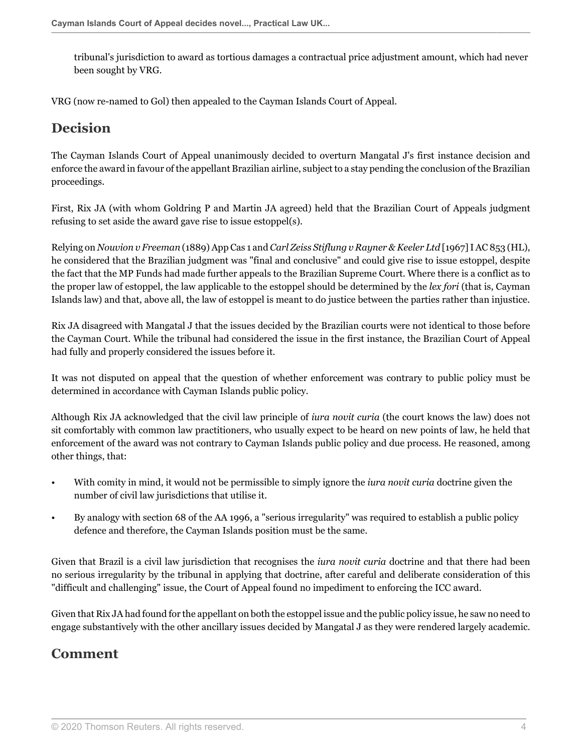tribunal's jurisdiction to award as tortious damages a contractual price adjustment amount, which had never been sought by VRG.

VRG (now re-named to Gol) then appealed to the Cayman Islands Court of Appeal.

## Decision

The Cayman Islands Court of Appeal unanimously decided to overturn Mangatal J's first instance decision and enforce the award in favour of the appellant Brazilian airline, subject to a stay pending the conclusion of the Brazilian proceedings.

First, Rix JA (with whom Goldring P and Martin JA agreed) held that the Brazilian Court of Appeals judgment refusing to set aside the award gave rise to issue estoppel(s).

Relying on *Nouvion v Freeman* (1889) App Cas 1 and *Carl Zeiss Stiflung v Rayner & Keeler Ltd* [1967] I AC 853 (HL), he considered that the Brazilian judgment was "final and conclusive" and could give rise to issue estoppel, despite the fact that the MP Funds had made further appeals to the Brazilian Supreme Court. Where there is a conflict as to the proper law of estoppel, the law applicable to the estoppel should be determined by the *lex fori* (that is, Cayman Islands law) and that, above all, the law of estoppel is meant to do justice between the parties rather than injustice.

Rix JA disagreed with Mangatal J that the issues decided by the Brazilian courts were not identical to those before the Cayman Court. While the tribunal had considered the issue in the first instance, the Brazilian Court of Appeal had fully and properly considered the issues before it.

It was not disputed on appeal that the question of whether enforcement was contrary to public policy must be determined in accordance with Cayman Islands public policy.

Although Rix JA acknowledged that the civil law principle of *iura novit curia* (the court knows the law) does not sit comfortably with common law practitioners, who usually expect to be heard on new points of law, he held that enforcement of the award was not contrary to Cayman Islands public policy and due process. He reasoned, among other things, that:

- With comity in mind, it would not be permissible to simply ignore the *iura novit curia* doctrine given the number of civil law jurisdictions that utilise it.
- By analogy with section 68 of the AA 1996, a "serious irregularity" was required to establish a public policy defence and therefore, the Cayman Islands position must be the same.

Given that Brazil is a civil law jurisdiction that recognises the *iura novit curia* doctrine and that there had been no serious irregularity by the tribunal in applying that doctrine, after careful and deliberate consideration of this "difficult and challenging" issue, the Court of Appeal found no impediment to enforcing the ICC award.

Given that Rix JA had found for the appellant on both the estoppel issue and the public policy issue, he saw no need to engage substantively with the other ancillary issues decided by Mangatal J as they were rendered largely academic.

## Comment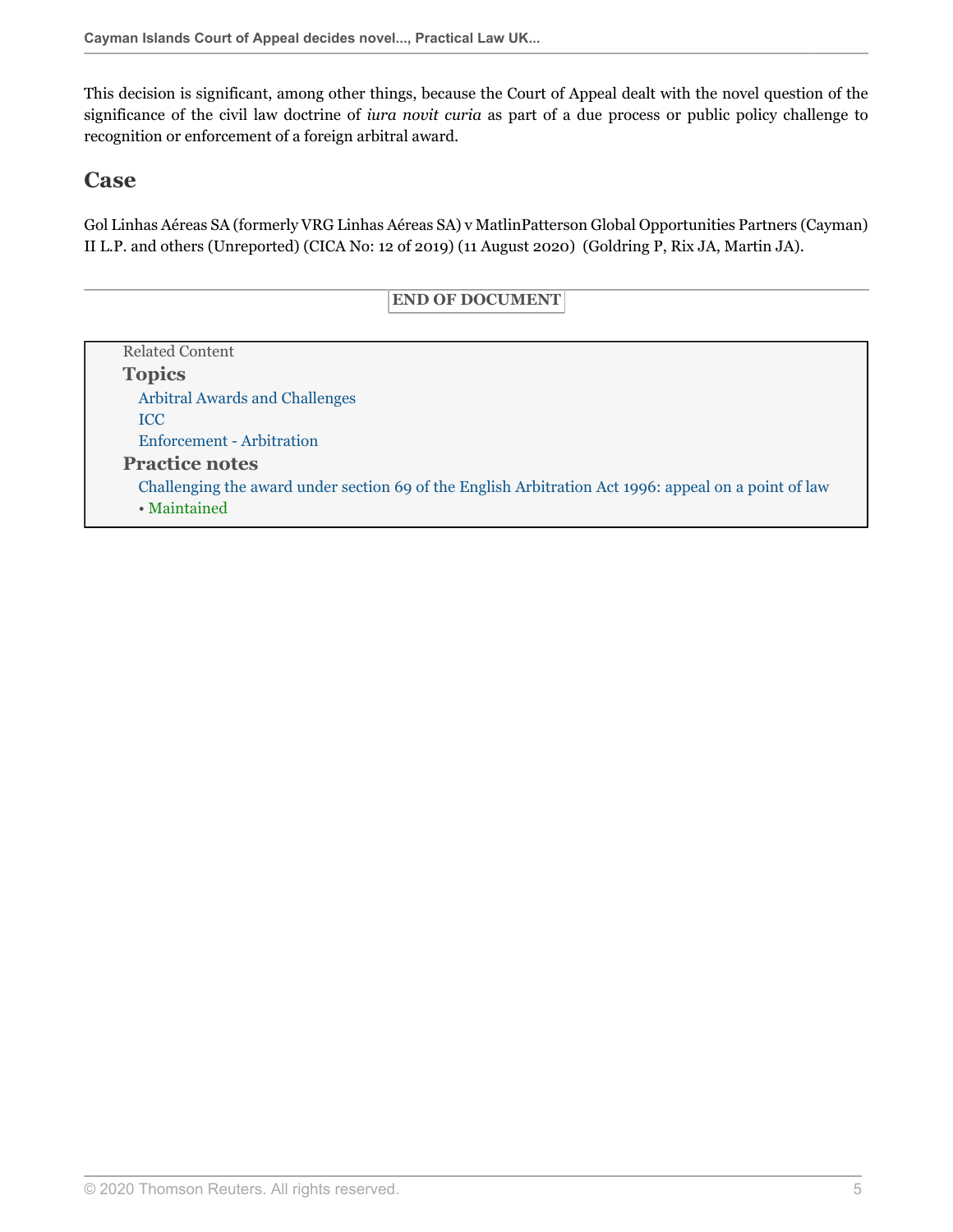This decision is significant, among other things, because the Court of Appeal dealt with the novel question of the significance of the civil law doctrine of *iura novit curia* as part of a due process or public policy challenge to recognition or enforcement of a foreign arbitral award.

## Case

Gol Linhas Aéreas SA (formerly VRG Linhas Aéreas SA) v MatlinPatterson Global Opportunities Partners (Cayman) II L.P. and others (Unreported) (CICA No: 12 of 2019) (11 August 2020) (Goldring P, Rix JA, Martin JA).

**END OF DOCUMENT**

Related Content

**Topics**

Arbitral Awards and Challenges

ICC

Enforcement - Arbitration

**Practice notes**

Challenging the award under section 69 of the English Arbitration Act 1996: appeal on a point of law

• Maintained